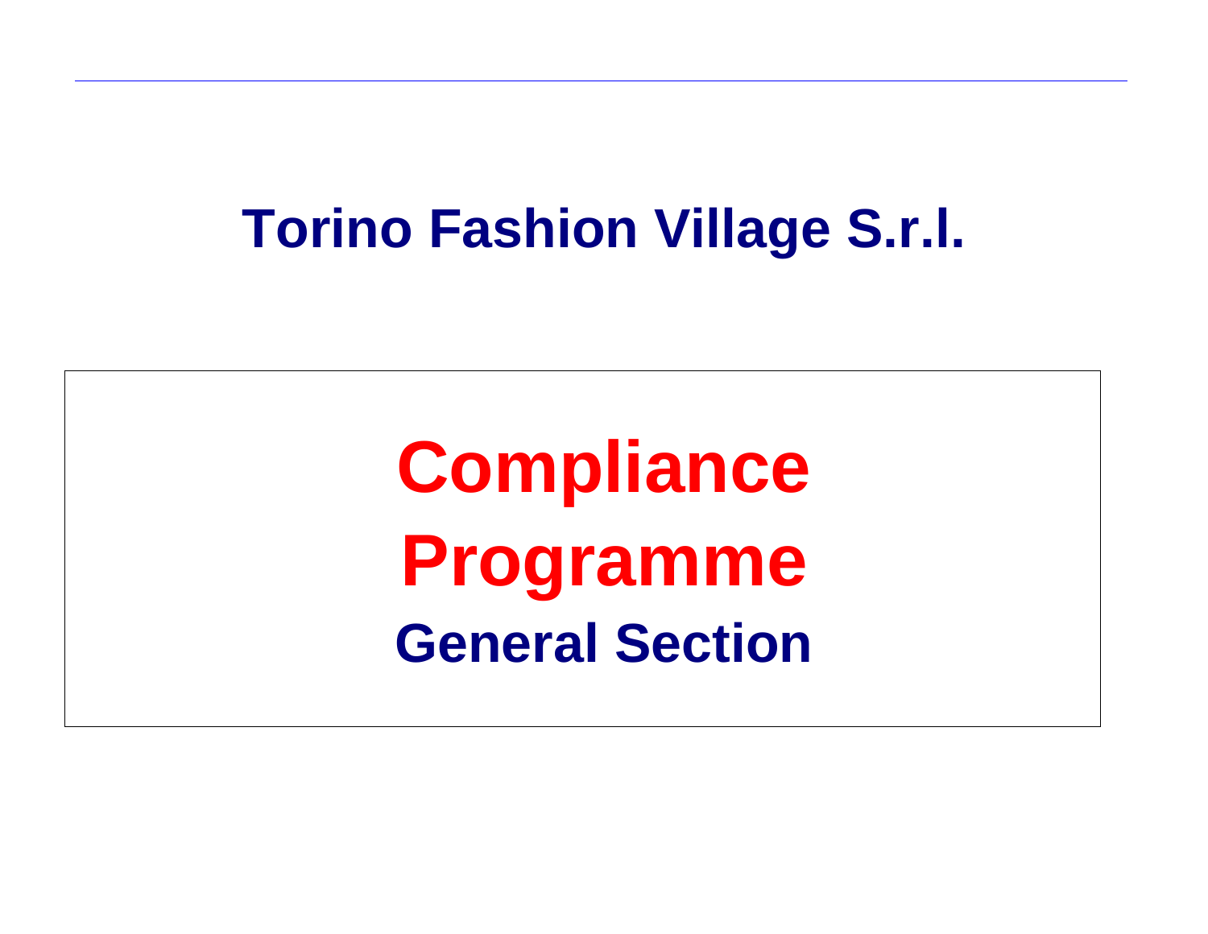# Torino Fashion Village S.r.l.

# Compliance Programme

## General Section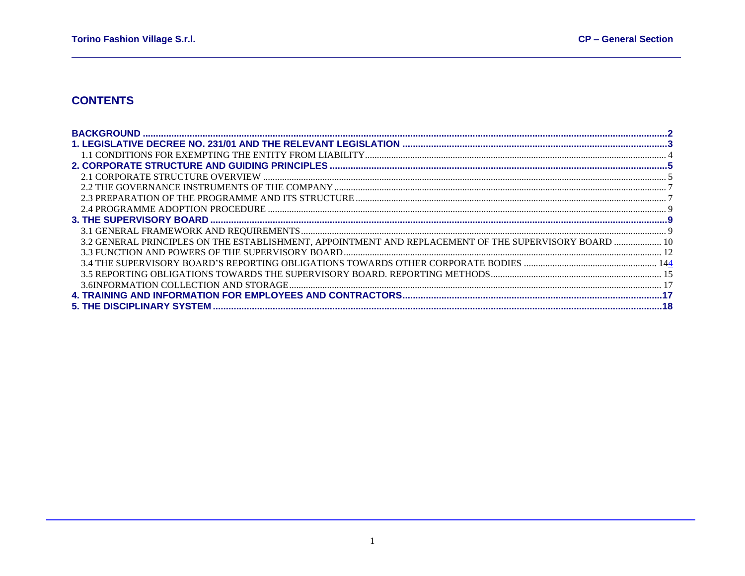## CONTENTS

**BACKGROUND** ........ 2

**1. LEGISLATIVE DECREE NO. 231/01 AND THE RELEVANT LEGISLATION** ........ 3

1.1 CONDITIONS FOR EXEMPTING THE ENTITY FROM LIABILITY ........ 4

**2. CORPORATE STRUCTURE AND GUIDING PRINCIPLES** ........ 5

2.1 CORPORATE STRUCTURE OVERVIEW ........ 5

2.2 THE GOVERNANCE INSTRUMENTS OF THE COMPANY ........ 7

2.3 PREPARATION OF THE PROGRAMME AND ITS STRUCTURE ........ 7

2.4 PROGRAMME ADOPTION PROCEDURE ........ 9

**3. THE SUPERVISORY BOARD** ........ 9

3.1 GENERAL FRAMEWORK AND REQUIREMENTS ........ 9

3.2 GENERAL PRINCIPLES ON THE ESTABLISHMENT, APPOINTMENT AND REPLACEMENT OF THE SUPERVISORY BOARD ........ 10

3.3 FUNCTION AND POWERS OF THE SUPERVISORY BOARD ........ 12

3.4 THE SUPERVISORY BOARD'S REPORTING OBLIGATIONS TOWARDS OTHER CORPORATE BODIES ........ 144

3.5 REPORTING OBLIGATIONS TOWARDS THE SUPERVISORY BOARD. REPORTING METHODS ........ 15

3.6INFORMATION COLLECTION AND STORAGE ........ 17

**4. TRAINING AND INFORMATION FOR EMPLOYEES AND CONTRACTORS** ........ 17

**5. THE DISCIPLINARY SYSTEM** ........ 18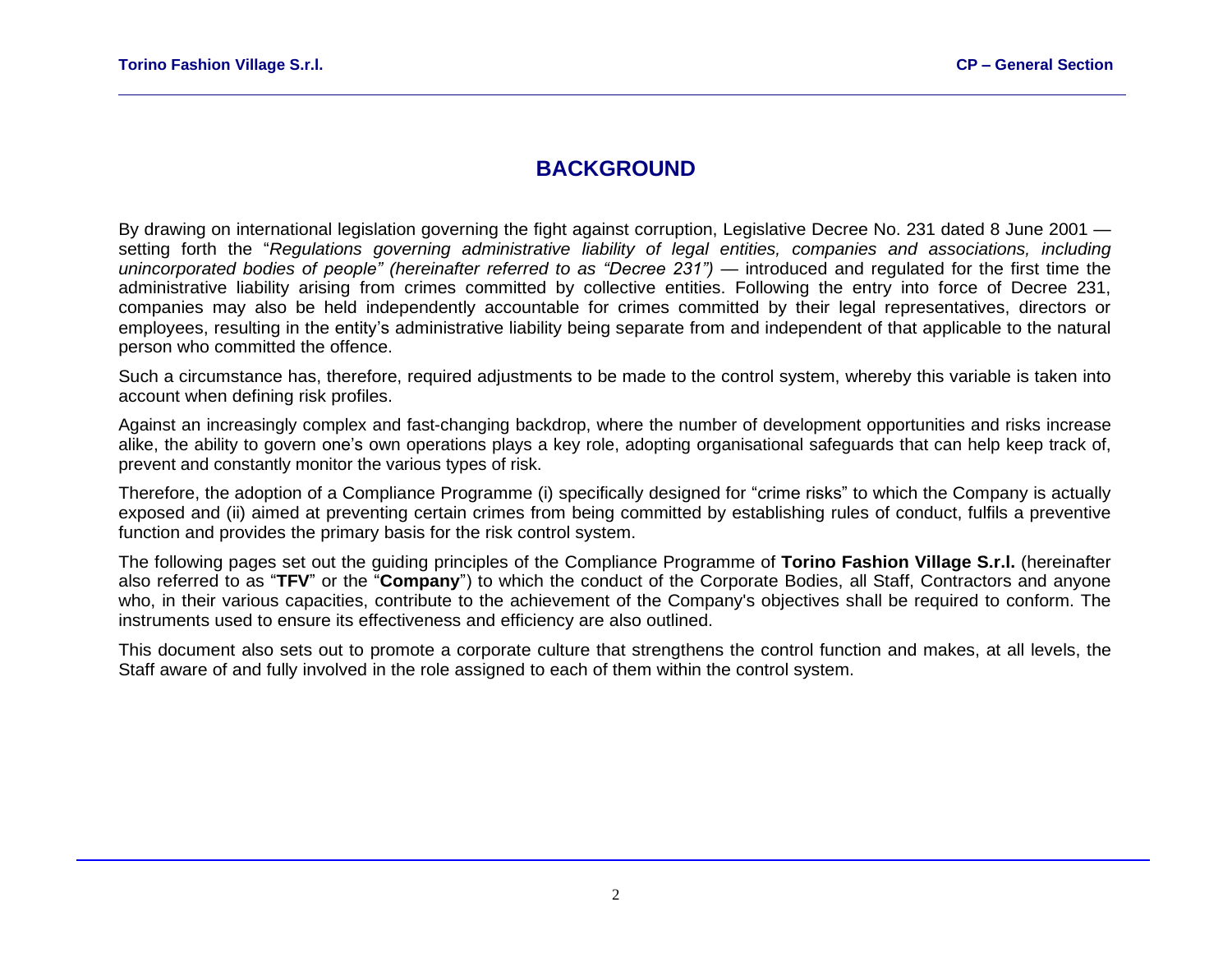# BACKGROUND

By drawing on international legislation governing the fight against corruption, Legislative Decree No. 231 dated 8 June 2001 — setting forth the "*Regulations governing administrative liability of legal entities, companies and associations, including unincorporated bodies of people" (hereinafter referred to as "Decree 231")* — introduced and regulated for the first time the administrative liability arising from crimes committed by collective entities. Following the entry into force of Decree 231, companies may also be held independently accountable for crimes committed by their legal representatives, directors or employees, resulting in the entity's administrative liability being separate from and independent of that applicable to the natural person who committed the offence.

Such a circumstance has, therefore, required adjustments to be made to the control system, whereby this variable is taken into account when defining risk profiles.

Against an increasingly complex and fast-changing backdrop, where the number of development opportunities and risks increase alike, the ability to govern one's own operations plays a key role, adopting organisational safeguards that can help keep track of, prevent and constantly monitor the various types of risk.

Therefore, the adoption of a Compliance Programme (i) specifically designed for "crime risks" to which the Company is actually exposed and (ii) aimed at preventing certain crimes from being committed by establishing rules of conduct, fulfils a preventive function and provides the primary basis for the risk control system.

The following pages set out the guiding principles of the Compliance Programme of **Torino Fashion Village S.r.l.** (hereinafter also referred to as "**TFV**" or the "**Company**") to which the conduct of the Corporate Bodies, all Staff, Contractors and anyone who, in their various capacities, contribute to the achievement of the Company's objectives shall be required to conform. The instruments used to ensure its effectiveness and efficiency are also outlined.

This document also sets out to promote a corporate culture that strengthens the control function and makes, at all levels, the Staff aware of and fully involved in the role assigned to each of them within the control system.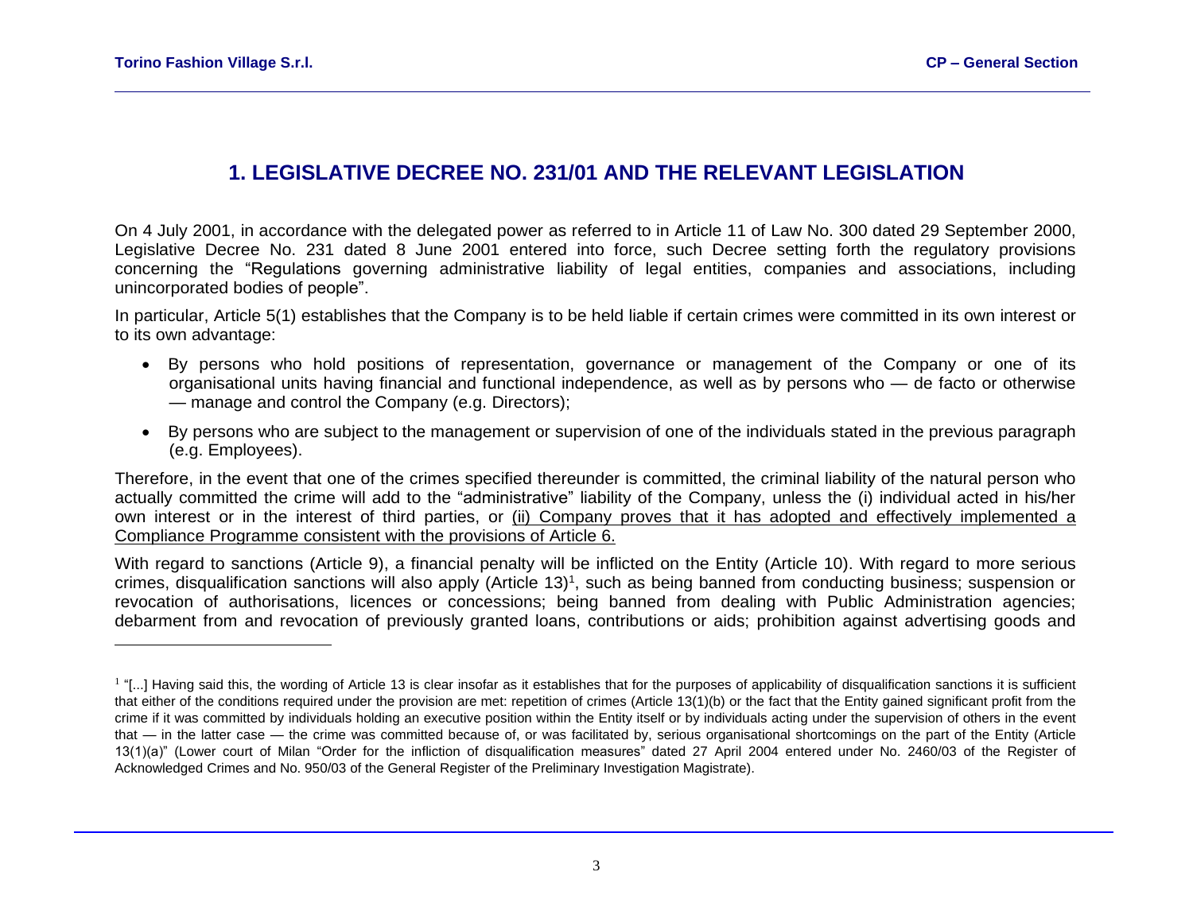# 1. LEGISLATIVE DECREE NO. 231/01 AND THE RELEVANT LEGISLATION

On 4 July 2001, in accordance with the delegated power as referred to in Article 11 of Law No. 300 dated 29 September 2000, Legislative Decree No. 231 dated 8 June 2001 entered into force, such Decree setting forth the regulatory provisions concerning the "Regulations governing administrative liability of legal entities, companies and associations, including unincorporated bodies of people".

In particular, Article 5(1) establishes that the Company is to be held liable if certain crimes were committed in its own interest or to its own advantage:

- By persons who hold positions of representation, governance or management of the Company or one of its organisational units having financial and functional independence, as well as by persons who — de facto or otherwise — manage and control the Company (e.g. Directors);
- By persons who are subject to the management or supervision of one of the individuals stated in the previous paragraph (e.g. Employees).

Therefore, in the event that one of the crimes specified thereunder is committed, the criminal liability of the natural person who actually committed the crime will add to the "administrative" liability of the Company, unless the (i) individual acted in his/her own interest or in the interest of third parties, or <u>(ii) Company proves that it has adopted and effectively implemented a Compliance Programme consistent with the provisions of Article 6.</u>

With regard to sanctions (Article 9), a financial penalty will be inflicted on the Entity (Article 10). With regard to more serious crimes, disqualification sanctions will also apply (Article 13)[1], such as being banned from conducting business; suspension or revocation of authorisations, licences or concessions; being banned from dealing with Public Administration agencies; debarment from and revocation of previously granted loans, contributions or aids; prohibition against advertising goods and

[1] "[...] Having said this, the wording of Article 13 is clear insofar as it establishes that for the purposes of applicability of disqualification sanctions it is sufficient that either of the conditions required under the provision are met: repetition of crimes (Article 13(1)(b) or the fact that the Entity gained significant profit from the crime if it was committed by individuals holding an executive position within the Entity itself or by individuals acting under the supervision of others in the event that — in the latter case — the crime was committed because of, or was facilitated by, serious organisational shortcomings on the part of the Entity (Article 13(1)(a)" (Lower court of Milan "Order for the infliction of disqualification measures" dated 27 April 2004 entered under No. 2460/03 of the Register of Acknowledged Crimes and No. 950/03 of the General Register of the Preliminary Investigation Magistrate).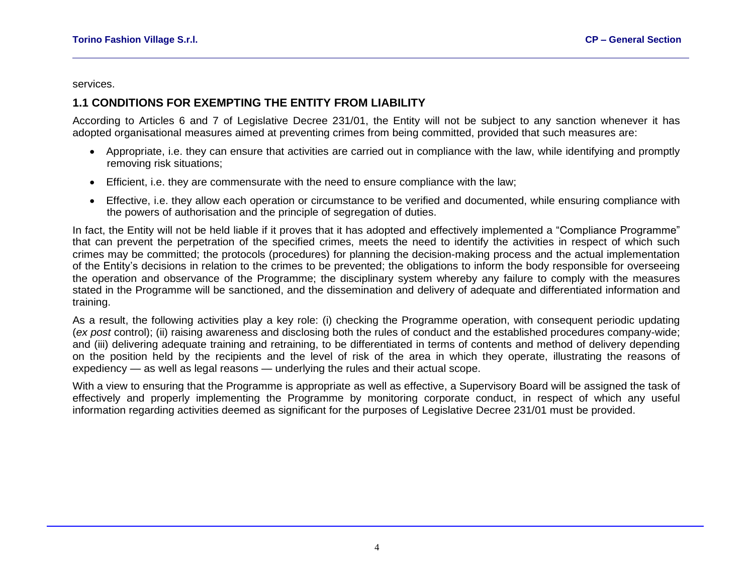services.

## 1.1 CONDITIONS FOR EXEMPTING THE ENTITY FROM LIABILITY

According to Articles 6 and 7 of Legislative Decree 231/01, the Entity will not be subject to any sanction whenever it has adopted organisational measures aimed at preventing crimes from being committed, provided that such measures are:

- Appropriate, i.e. they can ensure that activities are carried out in compliance with the law, while identifying and promptly removing risk situations;
- Efficient, i.e. they are commensurate with the need to ensure compliance with the law;
- Effective, i.e. they allow each operation or circumstance to be verified and documented, while ensuring compliance with the powers of authorisation and the principle of segregation of duties.

In fact, the Entity will not be held liable if it proves that it has adopted and effectively implemented a “Compliance Programme” that can prevent the perpetration of the specified crimes, meets the need to identify the activities in respect of which such crimes may be committed; the protocols (procedures) for planning the decision-making process and the actual implementation of the Entity’s decisions in relation to the crimes to be prevented; the obligations to inform the body responsible for overseeing the operation and observance of the Programme; the disciplinary system whereby any failure to comply with the measures stated in the Programme will be sanctioned, and the dissemination and delivery of adequate and differentiated information and training.

As a result, the following activities play a key role: (i) checking the Programme operation, with consequent periodic updating (*ex post* control); (ii) raising awareness and disclosing both the rules of conduct and the established procedures company-wide; and (iii) delivering adequate training and retraining, to be differentiated in terms of contents and method of delivery depending on the position held by the recipients and the level of risk of the area in which they operate, illustrating the reasons of expediency — as well as legal reasons — underlying the rules and their actual scope.

With a view to ensuring that the Programme is appropriate as well as effective, a Supervisory Board will be assigned the task of effectively and properly implementing the Programme by monitoring corporate conduct, in respect of which any useful information regarding activities deemed as significant for the purposes of Legislative Decree 231/01 must be provided.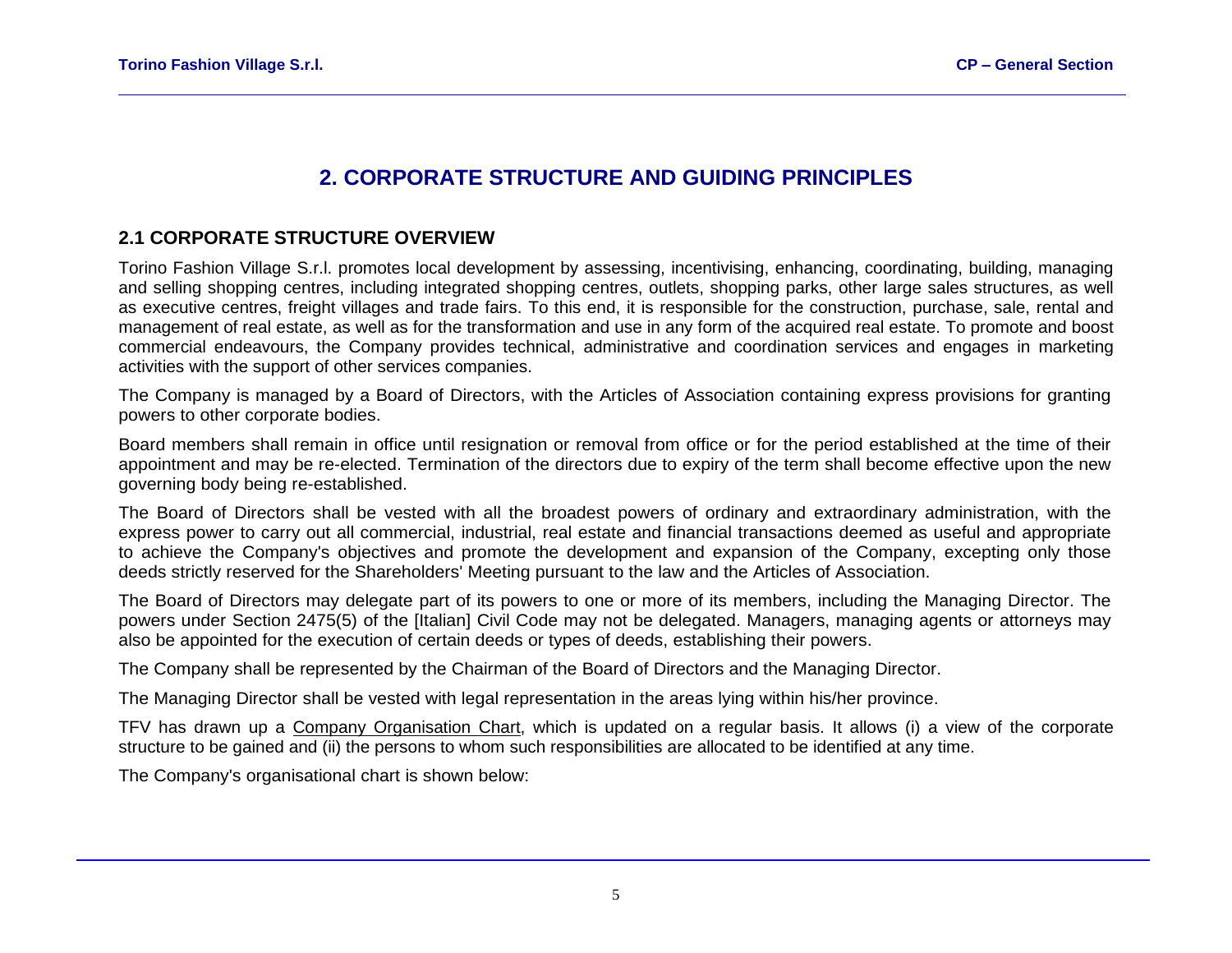# 2. CORPORATE STRUCTURE AND GUIDING PRINCIPLES

## 2.1 CORPORATE STRUCTURE OVERVIEW

Torino Fashion Village S.r.l. promotes local development by assessing, incentivising, enhancing, coordinating, building, managing and selling shopping centres, including integrated shopping centres, outlets, shopping parks, other large sales structures, as well as executive centres, freight villages and trade fairs. To this end, it is responsible for the construction, purchase, sale, rental and management of real estate, as well as for the transformation and use in any form of the acquired real estate. To promote and boost commercial endeavours, the Company provides technical, administrative and coordination services and engages in marketing activities with the support of other services companies.

The Company is managed by a Board of Directors, with the Articles of Association containing express provisions for granting powers to other corporate bodies.

Board members shall remain in office until resignation or removal from office or for the period established at the time of their appointment and may be re-elected. Termination of the directors due to expiry of the term shall become effective upon the new governing body being re-established.

The Board of Directors shall be vested with all the broadest powers of ordinary and extraordinary administration, with the express power to carry out all commercial, industrial, real estate and financial transactions deemed as useful and appropriate to achieve the Company's objectives and promote the development and expansion of the Company, excepting only those deeds strictly reserved for the Shareholders' Meeting pursuant to the law and the Articles of Association.

The Board of Directors may delegate part of its powers to one or more of its members, including the Managing Director. The powers under Section 2475(5) of the [Italian] Civil Code may not be delegated. Managers, managing agents or attorneys may also be appointed for the execution of certain deeds or types of deeds, establishing their powers.

The Company shall be represented by the Chairman of the Board of Directors and the Managing Director.

The Managing Director shall be vested with legal representation in the areas lying within his/her province.

TFV has drawn up a Company Organisation Chart, which is updated on a regular basis. It allows (i) a view of the corporate structure to be gained and (ii) the persons to whom such responsibilities are allocated to be identified at any time.

The Company's organisational chart is shown below: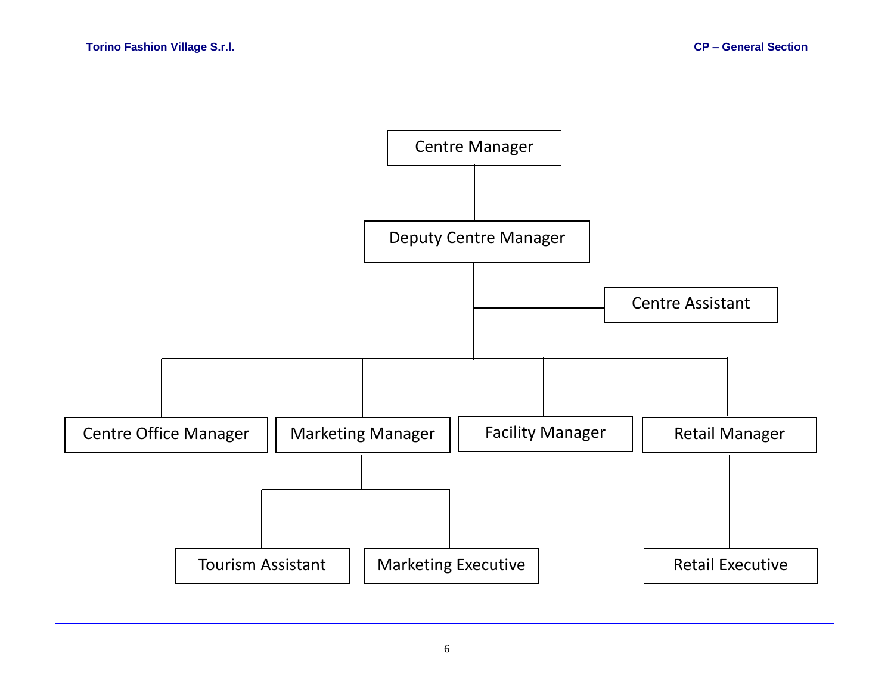- Centre Manager
  - Deputy Centre Manager
    - Centre Assistant
    - Centre Office Manager
    - Marketing Manager
      - Tourism Assistant
      - Marketing Executive
    - Facility Manager
    - Retail Manager
      - Retail Executive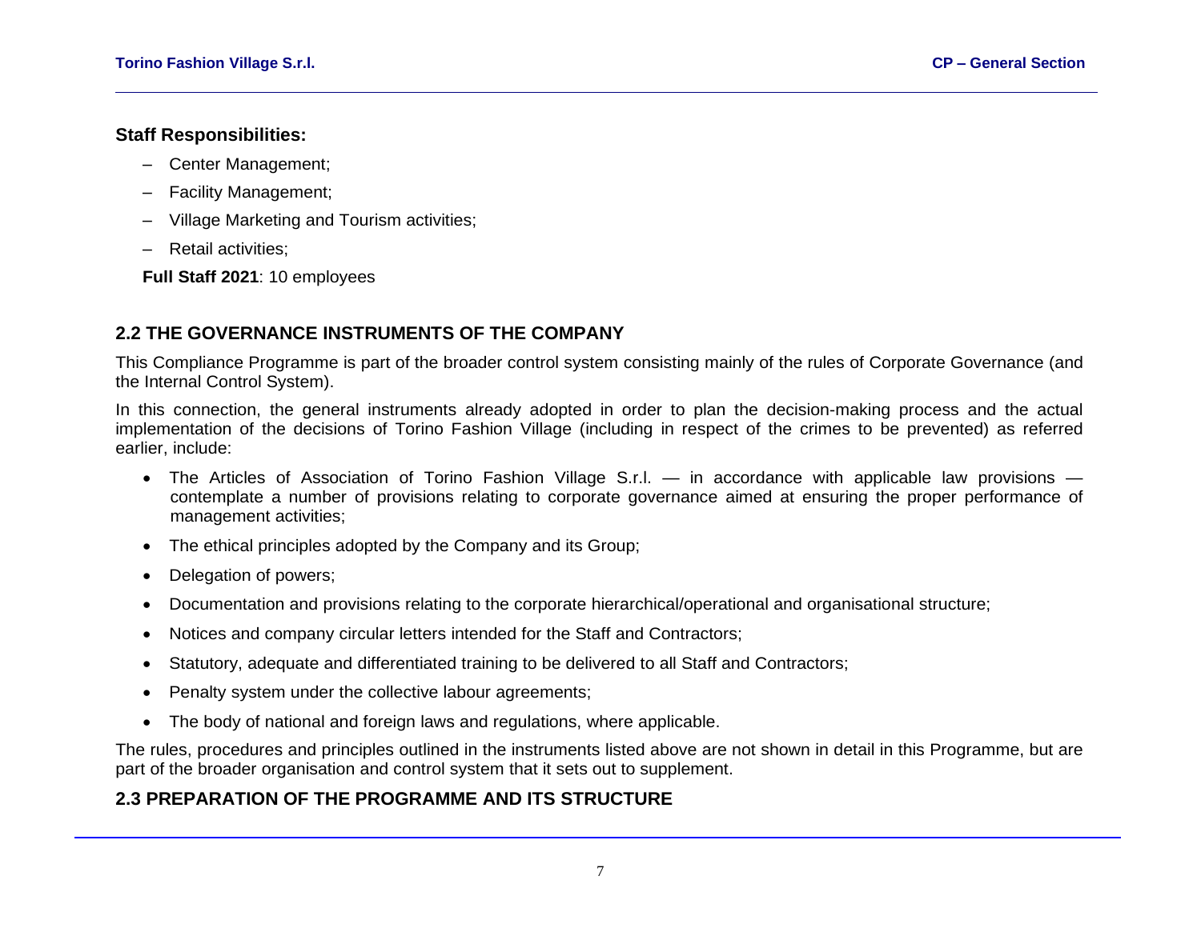**Staff Responsibilities:**

- Center Management;
- Facility Management;
- Village Marketing and Tourism activities;
- Retail activities;

**Full Staff 2021**: 10 employees

## 2.2 THE GOVERNANCE INSTRUMENTS OF THE COMPANY

This Compliance Programme is part of the broader control system consisting mainly of the rules of Corporate Governance (and the Internal Control System).

In this connection, the general instruments already adopted in order to plan the decision-making process and the actual implementation of the decisions of Torino Fashion Village (including in respect of the crimes to be prevented) as referred earlier, include:

- The Articles of Association of Torino Fashion Village S.r.l. — in accordance with applicable law provisions — contemplate a number of provisions relating to corporate governance aimed at ensuring the proper performance of management activities;
- The ethical principles adopted by the Company and its Group;
- Delegation of powers;
- Documentation and provisions relating to the corporate hierarchical/operational and organisational structure;
- Notices and company circular letters intended for the Staff and Contractors;
- Statutory, adequate and differentiated training to be delivered to all Staff and Contractors;
- Penalty system under the collective labour agreements;
- The body of national and foreign laws and regulations, where applicable.

The rules, procedures and principles outlined in the instruments listed above are not shown in detail in this Programme, but are part of the broader organisation and control system that it sets out to supplement.

## 2.3 PREPARATION OF THE PROGRAMME AND ITS STRUCTURE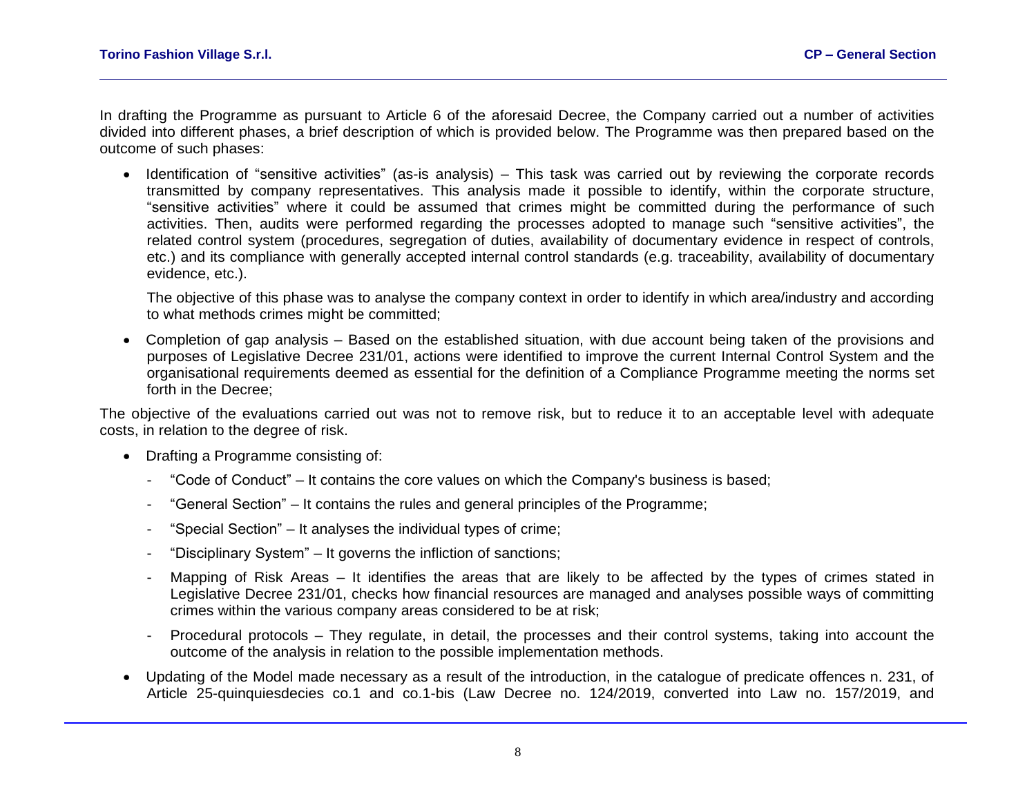In drafting the Programme as pursuant to Article 6 of the aforesaid Decree, the Company carried out a number of activities divided into different phases, a brief description of which is provided below. The Programme was then prepared based on the outcome of such phases:

- Identification of "sensitive activities" (as-is analysis) – This task was carried out by reviewing the corporate records transmitted by company representatives. This analysis made it possible to identify, within the corporate structure, "sensitive activities" where it could be assumed that crimes might be committed during the performance of such activities. Then, audits were performed regarding the processes adopted to manage such "sensitive activities", the related control system (procedures, segregation of duties, availability of documentary evidence in respect of controls, etc.) and its compliance with generally accepted internal control standards (e.g. traceability, availability of documentary evidence, etc.).

  The objective of this phase was to analyse the company context in order to identify in which area/industry and according to what methods crimes might be committed;

- Completion of gap analysis – Based on the established situation, with due account being taken of the provisions and purposes of Legislative Decree 231/01, actions were identified to improve the current Internal Control System and the organisational requirements deemed as essential for the definition of a Compliance Programme meeting the norms set forth in the Decree;

The objective of the evaluations carried out was not to remove risk, but to reduce it to an acceptable level with adequate costs, in relation to the degree of risk.

- Drafting a Programme consisting of:
  - "Code of Conduct" – It contains the core values on which the Company's business is based;
  - "General Section" – It contains the rules and general principles of the Programme;
  - "Special Section" – It analyses the individual types of crime;
  - "Disciplinary System" – It governs the infliction of sanctions;
  - Mapping of Risk Areas – It identifies the areas that are likely to be affected by the types of crimes stated in Legislative Decree 231/01, checks how financial resources are managed and analyses possible ways of committing crimes within the various company areas considered to be at risk;
  - Procedural protocols – They regulate, in detail, the processes and their control systems, taking into account the outcome of the analysis in relation to the possible implementation methods.
- Updating of the Model made necessary as a result of the introduction, in the catalogue of predicate offences n. 231, of Article 25-quinquiesdecies co.1 and co.1-bis (Law Decree no. 124/2019, converted into Law no. 157/2019, and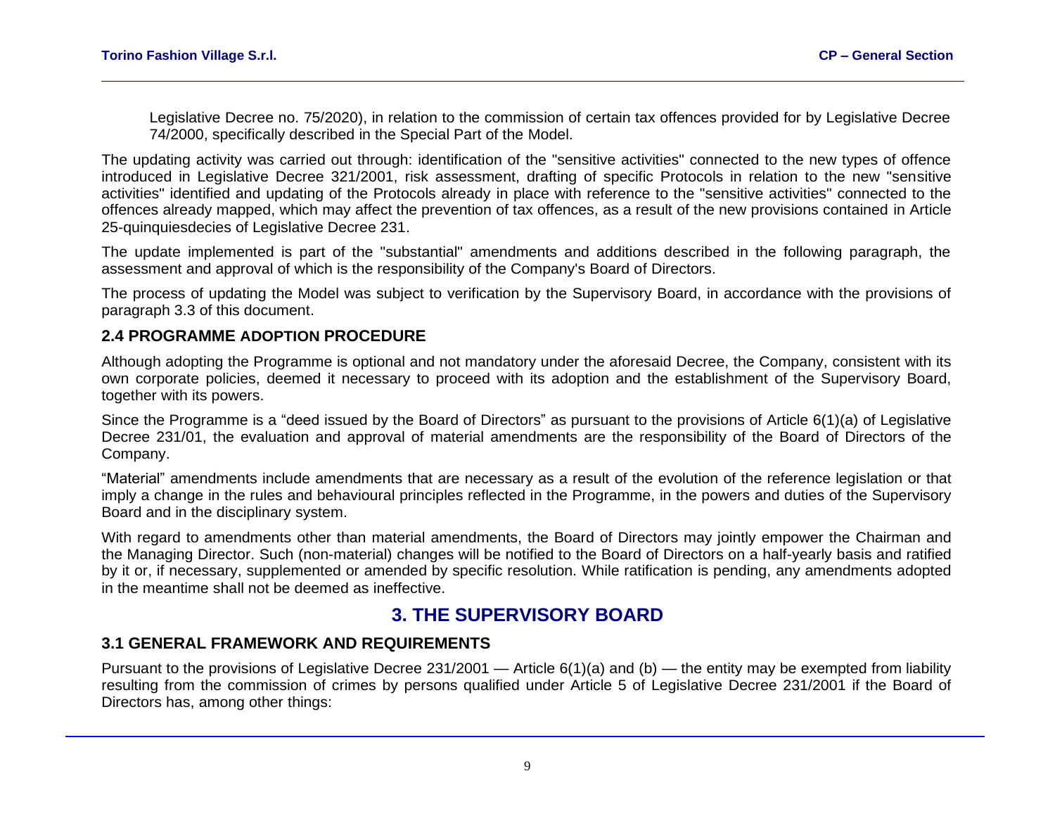Legislative Decree no. 75/2020), in relation to the commission of certain tax offences provided for by Legislative Decree 74/2000, specifically described in the Special Part of the Model.

The updating activity was carried out through: identification of the "sensitive activities" connected to the new types of offence introduced in Legislative Decree 321/2001, risk assessment, drafting of specific Protocols in relation to the new "sensitive activities" identified and updating of the Protocols already in place with reference to the "sensitive activities" connected to the offences already mapped, which may affect the prevention of tax offences, as a result of the new provisions contained in Article 25-quinquiesdecies of Legislative Decree 231.

The update implemented is part of the "substantial" amendments and additions described in the following paragraph, the assessment and approval of which is the responsibility of the Company's Board of Directors.

The process of updating the Model was subject to verification by the Supervisory Board, in accordance with the provisions of paragraph 3.3 of this document.

### 2.4 PROGRAMME ADOPTION PROCEDURE

Although adopting the Programme is optional and not mandatory under the aforesaid Decree, the Company, consistent with its own corporate policies, deemed it necessary to proceed with its adoption and the establishment of the Supervisory Board, together with its powers.

Since the Programme is a "deed issued by the Board of Directors" as pursuant to the provisions of Article 6(1)(a) of Legislative Decree 231/01, the evaluation and approval of material amendments are the responsibility of the Board of Directors of the Company.

"Material" amendments include amendments that are necessary as a result of the evolution of the reference legislation or that imply a change in the rules and behavioural principles reflected in the Programme, in the powers and duties of the Supervisory Board and in the disciplinary system.

With regard to amendments other than material amendments, the Board of Directors may jointly empower the Chairman and the Managing Director. Such (non-material) changes will be notified to the Board of Directors on a half-yearly basis and ratified by it or, if necessary, supplemented or amended by specific resolution. While ratification is pending, any amendments adopted in the meantime shall not be deemed as ineffective.

## 3. THE SUPERVISORY BOARD

### 3.1 GENERAL FRAMEWORK AND REQUIREMENTS

Pursuant to the provisions of Legislative Decree 231/2001 — Article 6(1)(a) and (b) — the entity may be exempted from liability resulting from the commission of crimes by persons qualified under Article 5 of Legislative Decree 231/2001 if the Board of Directors has, among other things: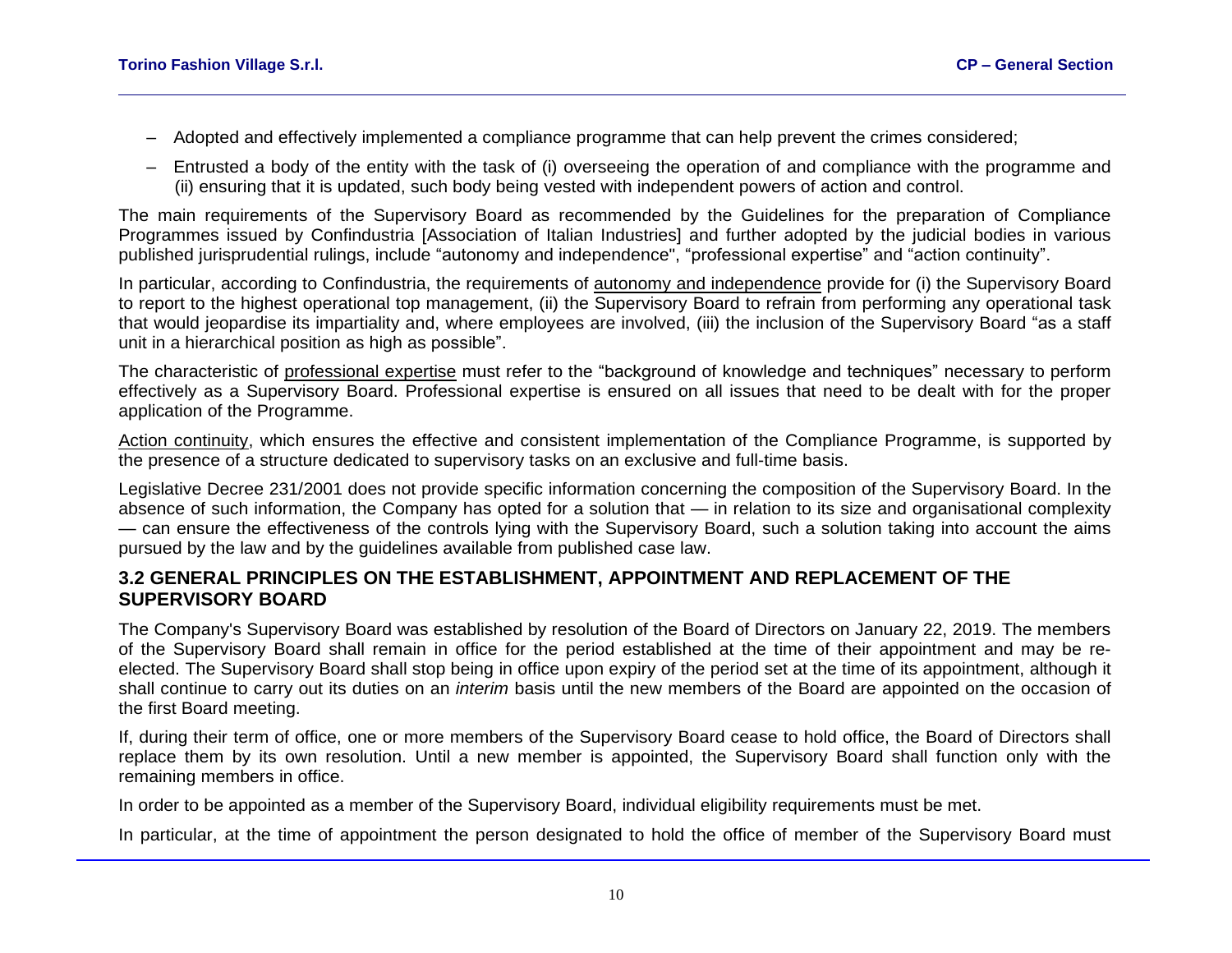– Adopted and effectively implemented a compliance programme that can help prevent the crimes considered;

– Entrusted a body of the entity with the task of (i) overseeing the operation of and compliance with the programme and (ii) ensuring that it is updated, such body being vested with independent powers of action and control.

The main requirements of the Supervisory Board as recommended by the Guidelines for the preparation of Compliance Programmes issued by Confindustria [Association of Italian Industries] and further adopted by the judicial bodies in various published jurisprudential rulings, include "autonomy and independence", "professional expertise" and "action continuity".

In particular, according to Confindustria, the requirements of autonomy and independence provide for (i) the Supervisory Board to report to the highest operational top management, (ii) the Supervisory Board to refrain from performing any operational task that would jeopardise its impartiality and, where employees are involved, (iii) the inclusion of the Supervisory Board "as a staff unit in a hierarchical position as high as possible".

The characteristic of professional expertise must refer to the "background of knowledge and techniques" necessary to perform effectively as a Supervisory Board. Professional expertise is ensured on all issues that need to be dealt with for the proper application of the Programme.

Action continuity, which ensures the effective and consistent implementation of the Compliance Programme, is supported by the presence of a structure dedicated to supervisory tasks on an exclusive and full-time basis.

Legislative Decree 231/2001 does not provide specific information concerning the composition of the Supervisory Board. In the absence of such information, the Company has opted for a solution that — in relation to its size and organisational complexity — can ensure the effectiveness of the controls lying with the Supervisory Board, such a solution taking into account the aims pursued by the law and by the guidelines available from published case law.

## 3.2 GENERAL PRINCIPLES ON THE ESTABLISHMENT, APPOINTMENT AND REPLACEMENT OF THE SUPERVISORY BOARD

The Company's Supervisory Board was established by resolution of the Board of Directors on January 22, 2019. The members of the Supervisory Board shall remain in office for the period established at the time of their appointment and may be re-elected. The Supervisory Board shall stop being in office upon expiry of the period set at the time of its appointment, although it shall continue to carry out its duties on an *interim* basis until the new members of the Board are appointed on the occasion of the first Board meeting.

If, during their term of office, one or more members of the Supervisory Board cease to hold office, the Board of Directors shall replace them by its own resolution. Until a new member is appointed, the Supervisory Board shall function only with the remaining members in office.

In order to be appointed as a member of the Supervisory Board, individual eligibility requirements must be met.

In particular, at the time of appointment the person designated to hold the office of member of the Supervisory Board must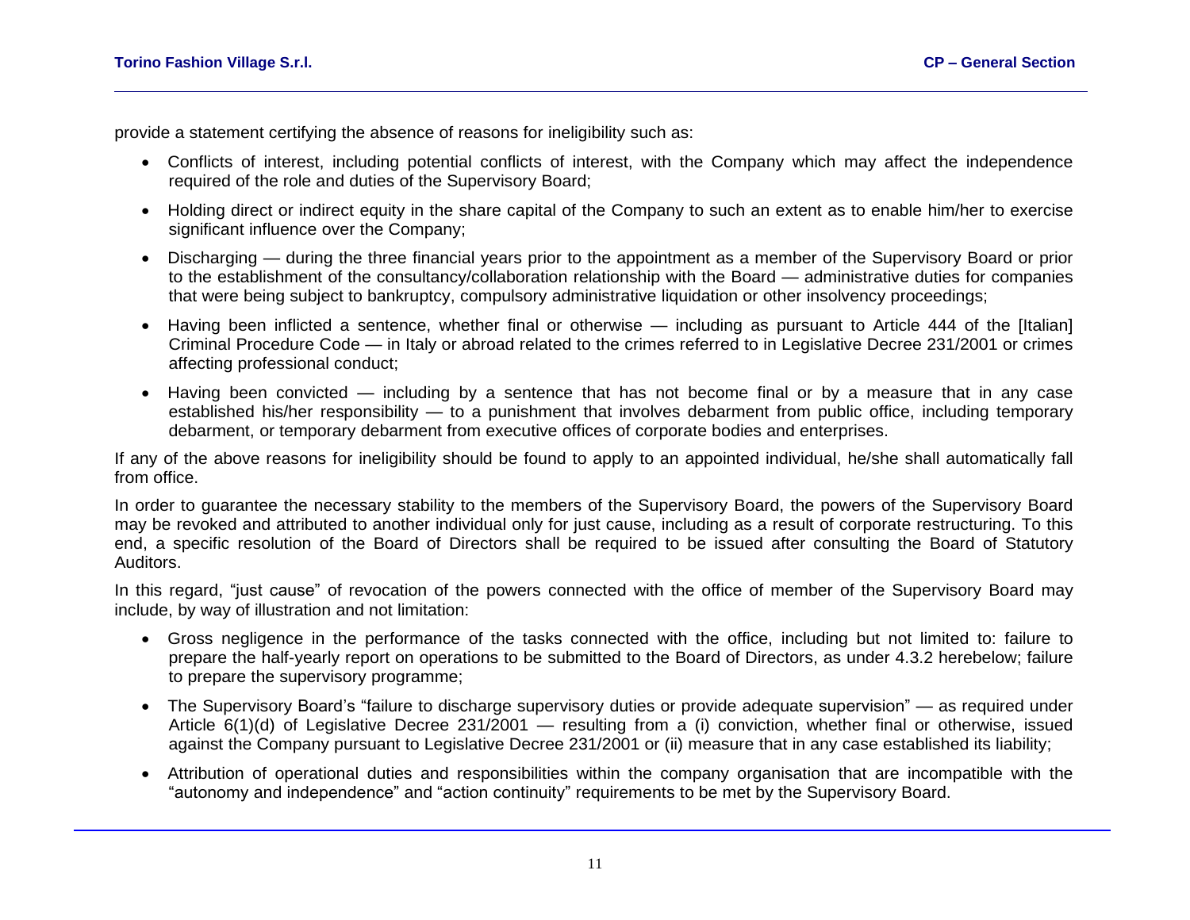provide a statement certifying the absence of reasons for ineligibility such as:

- Conflicts of interest, including potential conflicts of interest, with the Company which may affect the independence required of the role and duties of the Supervisory Board;
- Holding direct or indirect equity in the share capital of the Company to such an extent as to enable him/her to exercise significant influence over the Company;
- Discharging — during the three financial years prior to the appointment as a member of the Supervisory Board or prior to the establishment of the consultancy/collaboration relationship with the Board — administrative duties for companies that were being subject to bankruptcy, compulsory administrative liquidation or other insolvency proceedings;
- Having been inflicted a sentence, whether final or otherwise — including as pursuant to Article 444 of the [Italian] Criminal Procedure Code — in Italy or abroad related to the crimes referred to in Legislative Decree 231/2001 or crimes affecting professional conduct;
- Having been convicted — including by a sentence that has not become final or by a measure that in any case established his/her responsibility — to a punishment that involves debarment from public office, including temporary debarment, or temporary debarment from executive offices of corporate bodies and enterprises.

If any of the above reasons for ineligibility should be found to apply to an appointed individual, he/she shall automatically fall from office.

In order to guarantee the necessary stability to the members of the Supervisory Board, the powers of the Supervisory Board may be revoked and attributed to another individual only for just cause, including as a result of corporate restructuring. To this end, a specific resolution of the Board of Directors shall be required to be issued after consulting the Board of Statutory Auditors.

In this regard, "just cause" of revocation of the powers connected with the office of member of the Supervisory Board may include, by way of illustration and not limitation:

- Gross negligence in the performance of the tasks connected with the office, including but not limited to: failure to prepare the half-yearly report on operations to be submitted to the Board of Directors, as under 4.3.2 herebelow; failure to prepare the supervisory programme;
- The Supervisory Board's "failure to discharge supervisory duties or provide adequate supervision" — as required under Article 6(1)(d) of Legislative Decree 231/2001 — resulting from a (i) conviction, whether final or otherwise, issued against the Company pursuant to Legislative Decree 231/2001 or (ii) measure that in any case established its liability;
- Attribution of operational duties and responsibilities within the company organisation that are incompatible with the "autonomy and independence" and "action continuity" requirements to be met by the Supervisory Board.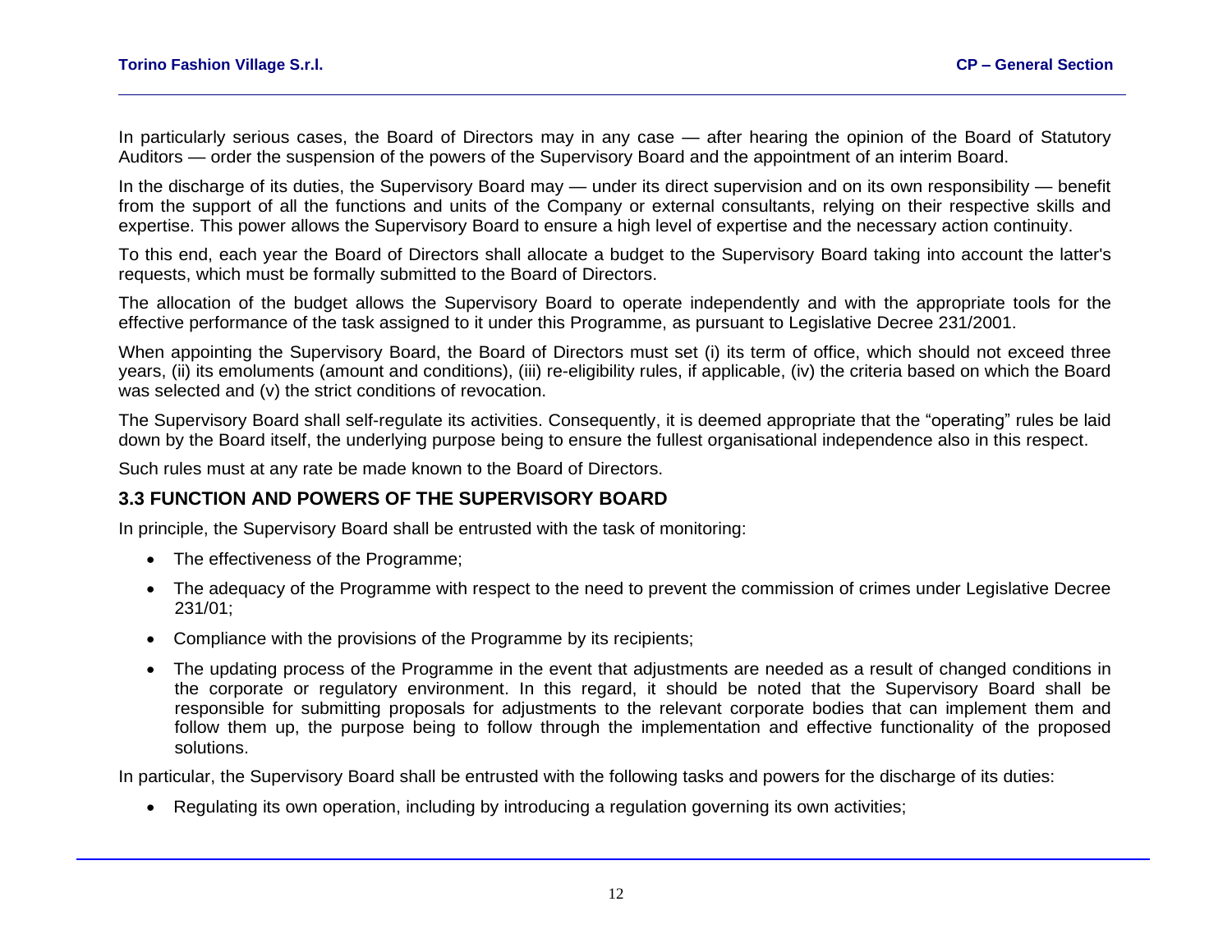In particularly serious cases, the Board of Directors may in any case — after hearing the opinion of the Board of Statutory Auditors — order the suspension of the powers of the Supervisory Board and the appointment of an interim Board.

In the discharge of its duties, the Supervisory Board may — under its direct supervision and on its own responsibility — benefit from the support of all the functions and units of the Company or external consultants, relying on their respective skills and expertise. This power allows the Supervisory Board to ensure a high level of expertise and the necessary action continuity.

To this end, each year the Board of Directors shall allocate a budget to the Supervisory Board taking into account the latter's requests, which must be formally submitted to the Board of Directors.

The allocation of the budget allows the Supervisory Board to operate independently and with the appropriate tools for the effective performance of the task assigned to it under this Programme, as pursuant to Legislative Decree 231/2001.

When appointing the Supervisory Board, the Board of Directors must set (i) its term of office, which should not exceed three years, (ii) its emoluments (amount and conditions), (iii) re-eligibility rules, if applicable, (iv) the criteria based on which the Board was selected and (v) the strict conditions of revocation.

The Supervisory Board shall self-regulate its activities. Consequently, it is deemed appropriate that the "operating" rules be laid down by the Board itself, the underlying purpose being to ensure the fullest organisational independence also in this respect.

Such rules must at any rate be made known to the Board of Directors.

### 3.3 FUNCTION AND POWERS OF THE SUPERVISORY BOARD

In principle, the Supervisory Board shall be entrusted with the task of monitoring:

- The effectiveness of the Programme;
- The adequacy of the Programme with respect to the need to prevent the commission of crimes under Legislative Decree 231/01;
- Compliance with the provisions of the Programme by its recipients;
- The updating process of the Programme in the event that adjustments are needed as a result of changed conditions in the corporate or regulatory environment. In this regard, it should be noted that the Supervisory Board shall be responsible for submitting proposals for adjustments to the relevant corporate bodies that can implement them and follow them up, the purpose being to follow through the implementation and effective functionality of the proposed solutions.

In particular, the Supervisory Board shall be entrusted with the following tasks and powers for the discharge of its duties:

- Regulating its own operation, including by introducing a regulation governing its own activities;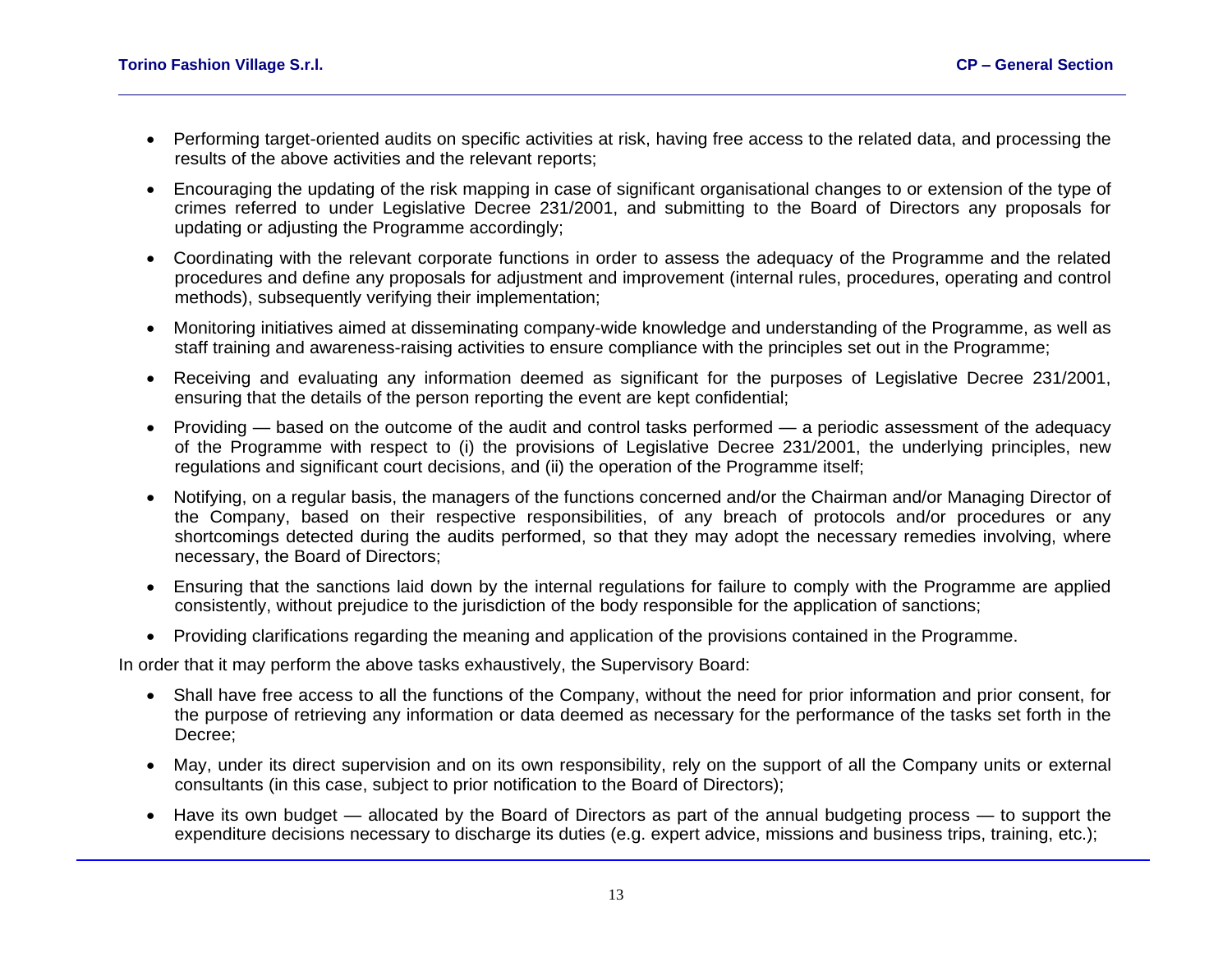- Performing target-oriented audits on specific activities at risk, having free access to the related data, and processing the results of the above activities and the relevant reports;
- Encouraging the updating of the risk mapping in case of significant organisational changes to or extension of the type of crimes referred to under Legislative Decree 231/2001, and submitting to the Board of Directors any proposals for updating or adjusting the Programme accordingly;
- Coordinating with the relevant corporate functions in order to assess the adequacy of the Programme and the related procedures and define any proposals for adjustment and improvement (internal rules, procedures, operating and control methods), subsequently verifying their implementation;
- Monitoring initiatives aimed at disseminating company-wide knowledge and understanding of the Programme, as well as staff training and awareness-raising activities to ensure compliance with the principles set out in the Programme;
- Receiving and evaluating any information deemed as significant for the purposes of Legislative Decree 231/2001, ensuring that the details of the person reporting the event are kept confidential;
- Providing — based on the outcome of the audit and control tasks performed — a periodic assessment of the adequacy of the Programme with respect to (i) the provisions of Legislative Decree 231/2001, the underlying principles, new regulations and significant court decisions, and (ii) the operation of the Programme itself;
- Notifying, on a regular basis, the managers of the functions concerned and/or the Chairman and/or Managing Director of the Company, based on their respective responsibilities, of any breach of protocols and/or procedures or any shortcomings detected during the audits performed, so that they may adopt the necessary remedies involving, where necessary, the Board of Directors;
- Ensuring that the sanctions laid down by the internal regulations for failure to comply with the Programme are applied consistently, without prejudice to the jurisdiction of the body responsible for the application of sanctions;
- Providing clarifications regarding the meaning and application of the provisions contained in the Programme.

In order that it may perform the above tasks exhaustively, the Supervisory Board:

- Shall have free access to all the functions of the Company, without the need for prior information and prior consent, for the purpose of retrieving any information or data deemed as necessary for the performance of the tasks set forth in the Decree;
- May, under its direct supervision and on its own responsibility, rely on the support of all the Company units or external consultants (in this case, subject to prior notification to the Board of Directors);
- Have its own budget — allocated by the Board of Directors as part of the annual budgeting process — to support the expenditure decisions necessary to discharge its duties (e.g. expert advice, missions and business trips, training, etc.);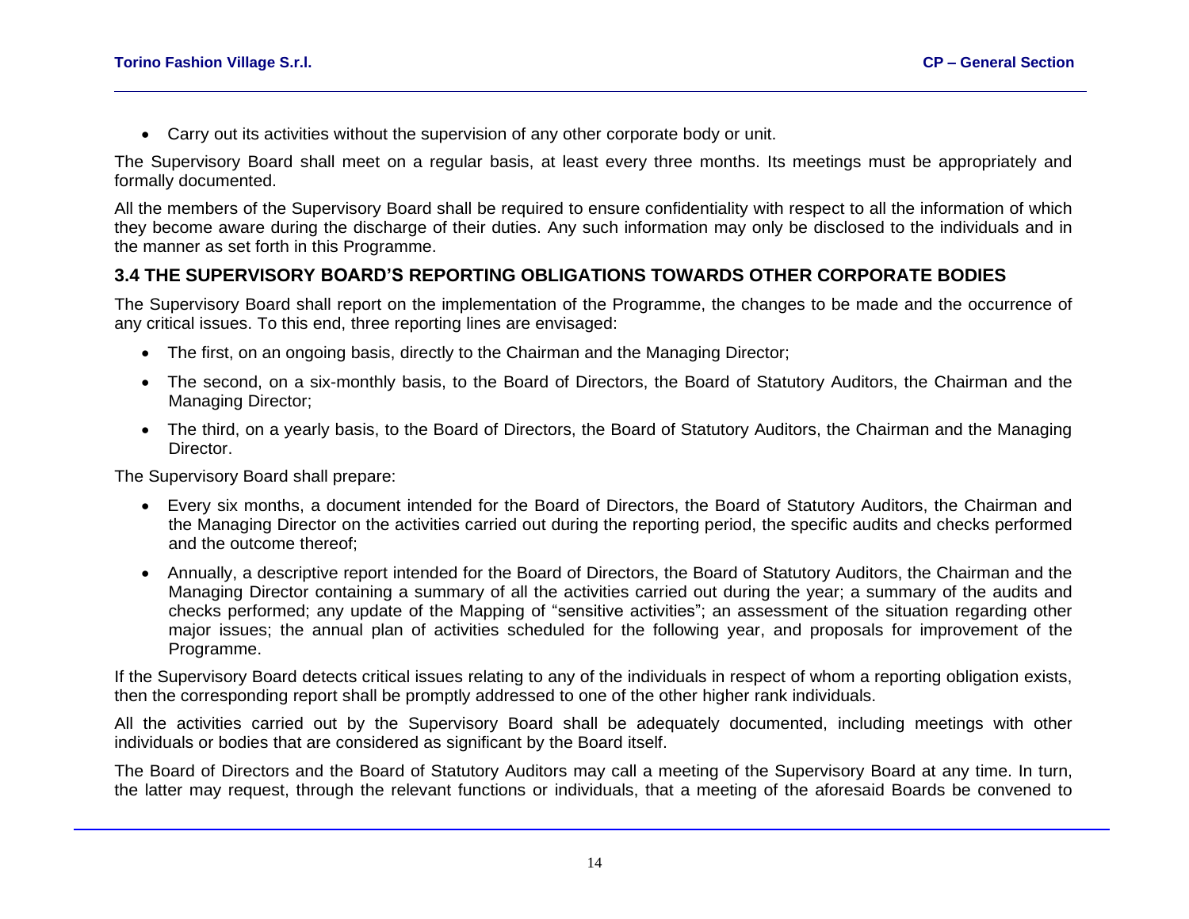- Carry out its activities without the supervision of any other corporate body or unit.

The Supervisory Board shall meet on a regular basis, at least every three months. Its meetings must be appropriately and formally documented.

All the members of the Supervisory Board shall be required to ensure confidentiality with respect to all the information of which they become aware during the discharge of their duties. Any such information may only be disclosed to the individuals and in the manner as set forth in this Programme.

## 3.4 THE SUPERVISORY BOARD'S REPORTING OBLIGATIONS TOWARDS OTHER CORPORATE BODIES

The Supervisory Board shall report on the implementation of the Programme, the changes to be made and the occurrence of any critical issues. To this end, three reporting lines are envisaged:

- The first, on an ongoing basis, directly to the Chairman and the Managing Director;
- The second, on a six-monthly basis, to the Board of Directors, the Board of Statutory Auditors, the Chairman and the Managing Director;
- The third, on a yearly basis, to the Board of Directors, the Board of Statutory Auditors, the Chairman and the Managing Director.

The Supervisory Board shall prepare:

- Every six months, a document intended for the Board of Directors, the Board of Statutory Auditors, the Chairman and the Managing Director on the activities carried out during the reporting period, the specific audits and checks performed and the outcome thereof;
- Annually, a descriptive report intended for the Board of Directors, the Board of Statutory Auditors, the Chairman and the Managing Director containing a summary of all the activities carried out during the year; a summary of the audits and checks performed; any update of the Mapping of "sensitive activities"; an assessment of the situation regarding other major issues; the annual plan of activities scheduled for the following year, and proposals for improvement of the Programme.

If the Supervisory Board detects critical issues relating to any of the individuals in respect of whom a reporting obligation exists, then the corresponding report shall be promptly addressed to one of the other higher rank individuals.

All the activities carried out by the Supervisory Board shall be adequately documented, including meetings with other individuals or bodies that are considered as significant by the Board itself.

The Board of Directors and the Board of Statutory Auditors may call a meeting of the Supervisory Board at any time. In turn, the latter may request, through the relevant functions or individuals, that a meeting of the aforesaid Boards be convened to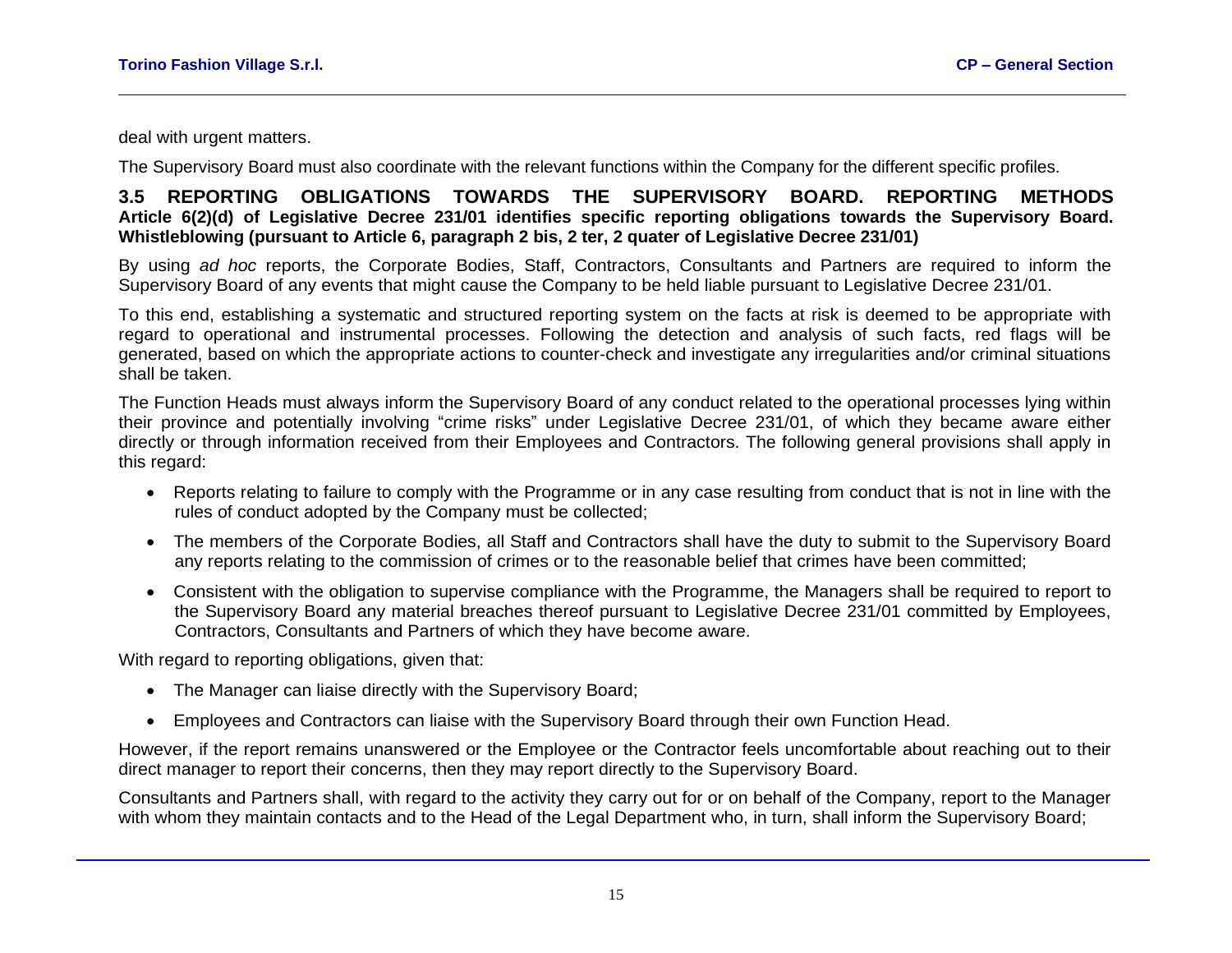deal with urgent matters.

The Supervisory Board must also coordinate with the relevant functions within the Company for the different specific profiles.

## 3.5 REPORTING OBLIGATIONS TOWARDS THE SUPERVISORY BOARD. REPORTING METHODS

**Article 6(2)(d) of Legislative Decree 231/01 identifies specific reporting obligations towards the Supervisory Board. Whistleblowing (pursuant to Article 6, paragraph 2 bis, 2 ter, 2 quater of Legislative Decree 231/01)**

By using *ad hoc* reports, the Corporate Bodies, Staff, Contractors, Consultants and Partners are required to inform the Supervisory Board of any events that might cause the Company to be held liable pursuant to Legislative Decree 231/01.

To this end, establishing a systematic and structured reporting system on the facts at risk is deemed to be appropriate with regard to operational and instrumental processes. Following the detection and analysis of such facts, red flags will be generated, based on which the appropriate actions to counter-check and investigate any irregularities and/or criminal situations shall be taken.

The Function Heads must always inform the Supervisory Board of any conduct related to the operational processes lying within their province and potentially involving "crime risks" under Legislative Decree 231/01, of which they became aware either directly or through information received from their Employees and Contractors. The following general provisions shall apply in this regard:

- Reports relating to failure to comply with the Programme or in any case resulting from conduct that is not in line with the rules of conduct adopted by the Company must be collected;
- The members of the Corporate Bodies, all Staff and Contractors shall have the duty to submit to the Supervisory Board any reports relating to the commission of crimes or to the reasonable belief that crimes have been committed;
- Consistent with the obligation to supervise compliance with the Programme, the Managers shall be required to report to the Supervisory Board any material breaches thereof pursuant to Legislative Decree 231/01 committed by Employees, Contractors, Consultants and Partners of which they have become aware.

With regard to reporting obligations, given that:

- The Manager can liaise directly with the Supervisory Board;
- Employees and Contractors can liaise with the Supervisory Board through their own Function Head.

However, if the report remains unanswered or the Employee or the Contractor feels uncomfortable about reaching out to their direct manager to report their concerns, then they may report directly to the Supervisory Board.

Consultants and Partners shall, with regard to the activity they carry out for or on behalf of the Company, report to the Manager with whom they maintain contacts and to the Head of the Legal Department who, in turn, shall inform the Supervisory Board;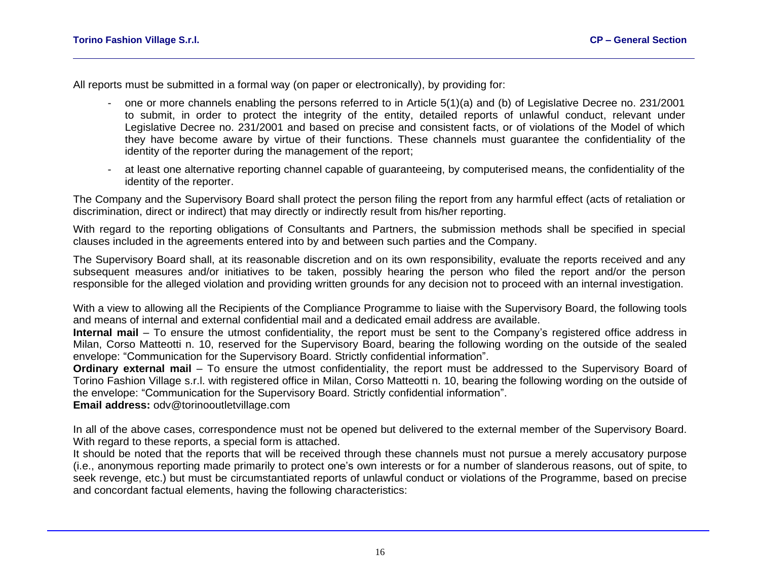All reports must be submitted in a formal way (on paper or electronically), by providing for:

- one or more channels enabling the persons referred to in Article 5(1)(a) and (b) of Legislative Decree no. 231/2001 to submit, in order to protect the integrity of the entity, detailed reports of unlawful conduct, relevant under Legislative Decree no. 231/2001 and based on precise and consistent facts, or of violations of the Model of which they have become aware by virtue of their functions. These channels must guarantee the confidentiality of the identity of the reporter during the management of the report;
- at least one alternative reporting channel capable of guaranteeing, by computerised means, the confidentiality of the identity of the reporter.

The Company and the Supervisory Board shall protect the person filing the report from any harmful effect (acts of retaliation or discrimination, direct or indirect) that may directly or indirectly result from his/her reporting.

With regard to the reporting obligations of Consultants and Partners, the submission methods shall be specified in special clauses included in the agreements entered into by and between such parties and the Company.

The Supervisory Board shall, at its reasonable discretion and on its own responsibility, evaluate the reports received and any subsequent measures and/or initiatives to be taken, possibly hearing the person who filed the report and/or the person responsible for the alleged violation and providing written grounds for any decision not to proceed with an internal investigation.

With a view to allowing all the Recipients of the Compliance Programme to liaise with the Supervisory Board, the following tools and means of internal and external confidential mail and a dedicated email address are available.

**Internal mail** – To ensure the utmost confidentiality, the report must be sent to the Company's registered office address in Milan, Corso Matteotti n. 10, reserved for the Supervisory Board, bearing the following wording on the outside of the sealed envelope: "Communication for the Supervisory Board. Strictly confidential information".

**Ordinary external mail** – To ensure the utmost confidentiality, the report must be addressed to the Supervisory Board of Torino Fashion Village s.r.l. with registered office in Milan, Corso Matteotti n. 10, bearing the following wording on the outside of the envelope: "Communication for the Supervisory Board. Strictly confidential information".

**Email address:** odv@torinooutletvillage.com

In all of the above cases, correspondence must not be opened but delivered to the external member of the Supervisory Board. With regard to these reports, a special form is attached.

It should be noted that the reports that will be received through these channels must not pursue a merely accusatory purpose (i.e., anonymous reporting made primarily to protect one's own interests or for a number of slanderous reasons, out of spite, to seek revenge, etc.) but must be circumstantiated reports of unlawful conduct or violations of the Programme, based on precise and concordant factual elements, having the following characteristics: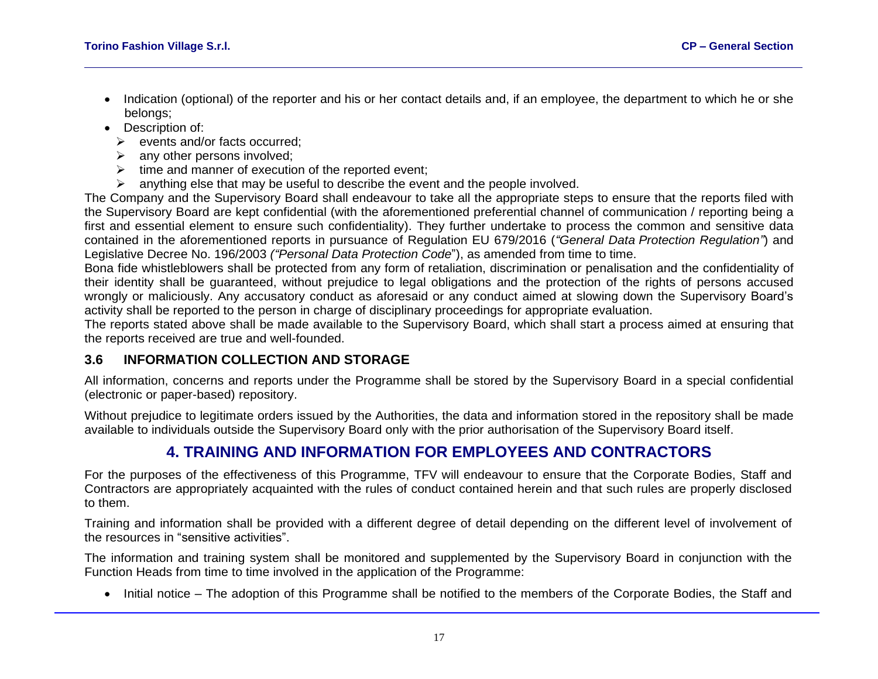- Indication (optional) of the reporter and his or her contact details and, if an employee, the department to which he or she belongs;
- Description of:
  - events and/or facts occurred;
  - any other persons involved;
  - time and manner of execution of the reported event;
  - anything else that may be useful to describe the event and the people involved.

The Company and the Supervisory Board shall endeavour to take all the appropriate steps to ensure that the reports filed with the Supervisory Board are kept confidential (with the aforementioned preferential channel of communication / reporting being a first and essential element to ensure such confidentiality). They further undertake to process the common and sensitive data contained in the aforementioned reports in pursuance of Regulation EU 679/2016 (*"General Data Protection Regulation"*) and Legislative Decree No. 196/2003 *("Personal Data Protection Code*"), as amended from time to time.

Bona fide whistleblowers shall be protected from any form of retaliation, discrimination or penalisation and the confidentiality of their identity shall be guaranteed, without prejudice to legal obligations and the protection of the rights of persons accused wrongly or maliciously. Any accusatory conduct as aforesaid or any conduct aimed at slowing down the Supervisory Board's activity shall be reported to the person in charge of disciplinary proceedings for appropriate evaluation.

The reports stated above shall be made available to the Supervisory Board, which shall start a process aimed at ensuring that the reports received are true and well-founded.

### 3.6 INFORMATION COLLECTION AND STORAGE

All information, concerns and reports under the Programme shall be stored by the Supervisory Board in a special confidential (electronic or paper-based) repository.

Without prejudice to legitimate orders issued by the Authorities, the data and information stored in the repository shall be made available to individuals outside the Supervisory Board only with the prior authorisation of the Supervisory Board itself.

## 4. TRAINING AND INFORMATION FOR EMPLOYEES AND CONTRACTORS

For the purposes of the effectiveness of this Programme, TFV will endeavour to ensure that the Corporate Bodies, Staff and Contractors are appropriately acquainted with the rules of conduct contained herein and that such rules are properly disclosed to them.

Training and information shall be provided with a different degree of detail depending on the different level of involvement of the resources in "sensitive activities".

The information and training system shall be monitored and supplemented by the Supervisory Board in conjunction with the Function Heads from time to time involved in the application of the Programme:

- Initial notice – The adoption of this Programme shall be notified to the members of the Corporate Bodies, the Staff and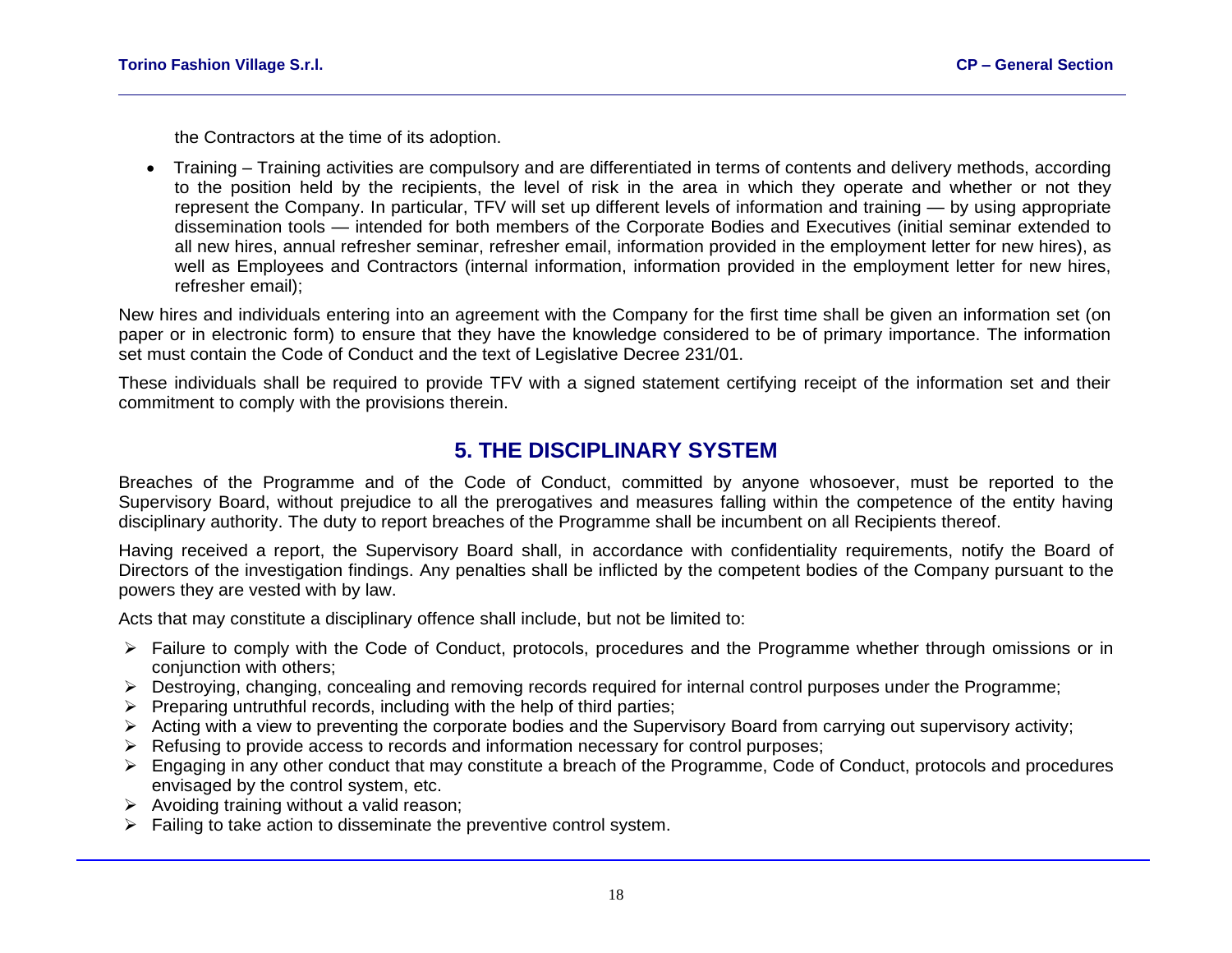the Contractors at the time of its adoption.

- Training – Training activities are compulsory and are differentiated in terms of contents and delivery methods, according to the position held by the recipients, the level of risk in the area in which they operate and whether or not they represent the Company. In particular, TFV will set up different levels of information and training — by using appropriate dissemination tools — intended for both members of the Corporate Bodies and Executives (initial seminar extended to all new hires, annual refresher seminar, refresher email, information provided in the employment letter for new hires), as well as Employees and Contractors (internal information, information provided in the employment letter for new hires, refresher email);

New hires and individuals entering into an agreement with the Company for the first time shall be given an information set (on paper or in electronic form) to ensure that they have the knowledge considered to be of primary importance. The information set must contain the Code of Conduct and the text of Legislative Decree 231/01.

These individuals shall be required to provide TFV with a signed statement certifying receipt of the information set and their commitment to comply with the provisions therein.

# 5. THE DISCIPLINARY SYSTEM

Breaches of the Programme and of the Code of Conduct, committed by anyone whosoever, must be reported to the Supervisory Board, without prejudice to all the prerogatives and measures falling within the competence of the entity having disciplinary authority. The duty to report breaches of the Programme shall be incumbent on all Recipients thereof.

Having received a report, the Supervisory Board shall, in accordance with confidentiality requirements, notify the Board of Directors of the investigation findings. Any penalties shall be inflicted by the competent bodies of the Company pursuant to the powers they are vested with by law.

Acts that may constitute a disciplinary offence shall include, but not be limited to:

- Failure to comply with the Code of Conduct, protocols, procedures and the Programme whether through omissions or in conjunction with others;
- Destroying, changing, concealing and removing records required for internal control purposes under the Programme;
- Preparing untruthful records, including with the help of third parties;
- Acting with a view to preventing the corporate bodies and the Supervisory Board from carrying out supervisory activity;
- Refusing to provide access to records and information necessary for control purposes;
- Engaging in any other conduct that may constitute a breach of the Programme, Code of Conduct, protocols and procedures envisaged by the control system, etc.
- Avoiding training without a valid reason;
- Failing to take action to disseminate the preventive control system.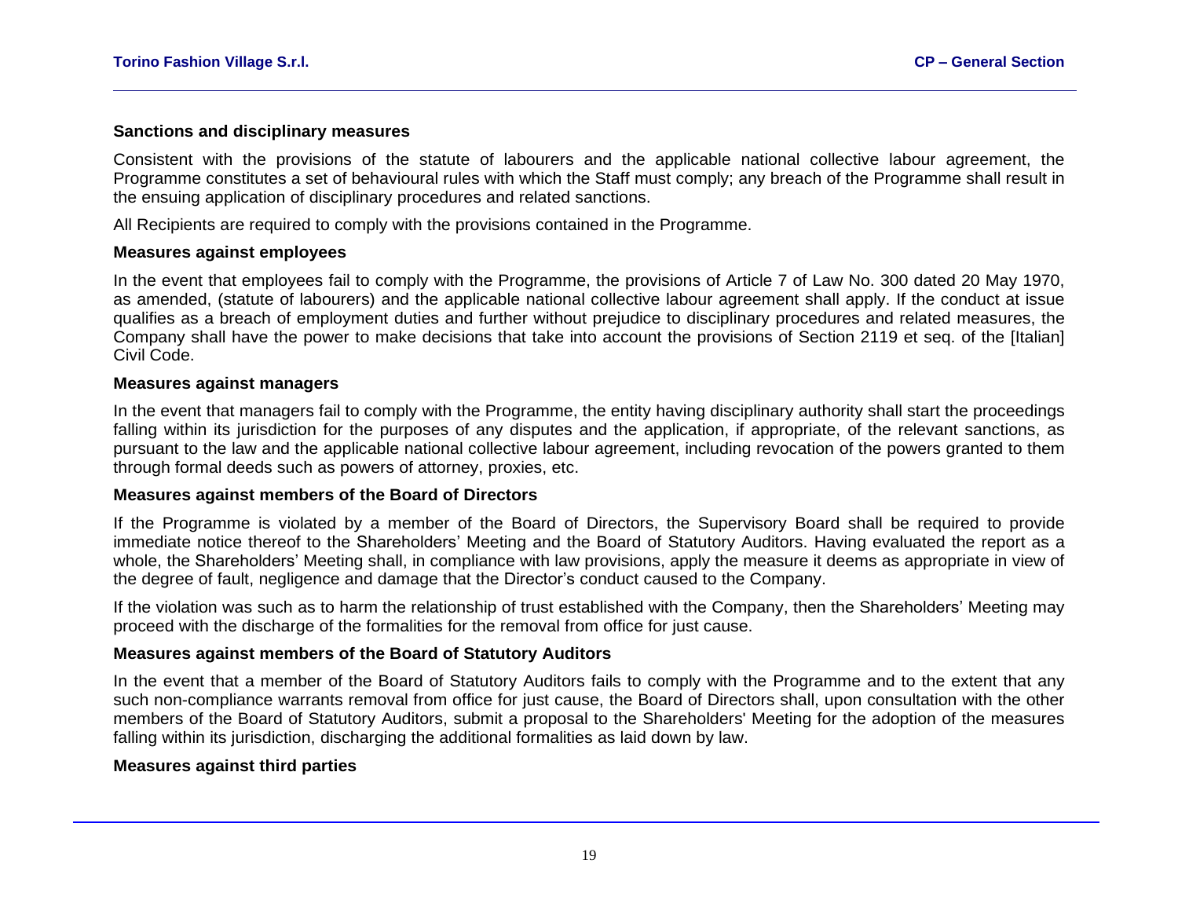### Sanctions and disciplinary measures

Consistent with the provisions of the statute of labourers and the applicable national collective labour agreement, the Programme constitutes a set of behavioural rules with which the Staff must comply; any breach of the Programme shall result in the ensuing application of disciplinary procedures and related sanctions.

All Recipients are required to comply with the provisions contained in the Programme.

### Measures against employees

In the event that employees fail to comply with the Programme, the provisions of Article 7 of Law No. 300 dated 20 May 1970, as amended, (statute of labourers) and the applicable national collective labour agreement shall apply. If the conduct at issue qualifies as a breach of employment duties and further without prejudice to disciplinary procedures and related measures, the Company shall have the power to make decisions that take into account the provisions of Section 2119 et seq. of the [Italian] Civil Code.

### Measures against managers

In the event that managers fail to comply with the Programme, the entity having disciplinary authority shall start the proceedings falling within its jurisdiction for the purposes of any disputes and the application, if appropriate, of the relevant sanctions, as pursuant to the law and the applicable national collective labour agreement, including revocation of the powers granted to them through formal deeds such as powers of attorney, proxies, etc.

### Measures against members of the Board of Directors

If the Programme is violated by a member of the Board of Directors, the Supervisory Board shall be required to provide immediate notice thereof to the Shareholders' Meeting and the Board of Statutory Auditors. Having evaluated the report as a whole, the Shareholders' Meeting shall, in compliance with law provisions, apply the measure it deems as appropriate in view of the degree of fault, negligence and damage that the Director's conduct caused to the Company.

If the violation was such as to harm the relationship of trust established with the Company, then the Shareholders' Meeting may proceed with the discharge of the formalities for the removal from office for just cause.

### Measures against members of the Board of Statutory Auditors

In the event that a member of the Board of Statutory Auditors fails to comply with the Programme and to the extent that any such non-compliance warrants removal from office for just cause, the Board of Directors shall, upon consultation with the other members of the Board of Statutory Auditors, submit a proposal to the Shareholders' Meeting for the adoption of the measures falling within its jurisdiction, discharging the additional formalities as laid down by law.

### Measures against third parties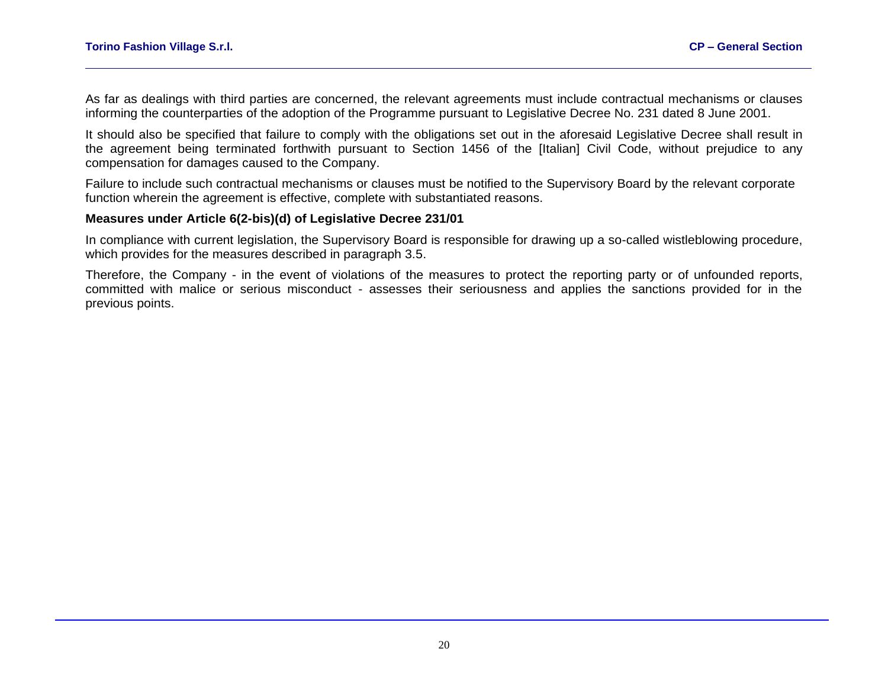As far as dealings with third parties are concerned, the relevant agreements must include contractual mechanisms or clauses informing the counterparties of the adoption of the Programme pursuant to Legislative Decree No. 231 dated 8 June 2001.

It should also be specified that failure to comply with the obligations set out in the aforesaid Legislative Decree shall result in the agreement being terminated forthwith pursuant to Section 1456 of the [Italian] Civil Code, without prejudice to any compensation for damages caused to the Company.

Failure to include such contractual mechanisms or clauses must be notified to the Supervisory Board by the relevant corporate function wherein the agreement is effective, complete with substantiated reasons.

**Measures under Article 6(2-bis)(d) of Legislative Decree 231/01**

In compliance with current legislation, the Supervisory Board is responsible for drawing up a so-called wistleblowing procedure, which provides for the measures described in paragraph 3.5.

Therefore, the Company - in the event of violations of the measures to protect the reporting party or of unfounded reports, committed with malice or serious misconduct - assesses their seriousness and applies the sanctions provided for in the previous points.